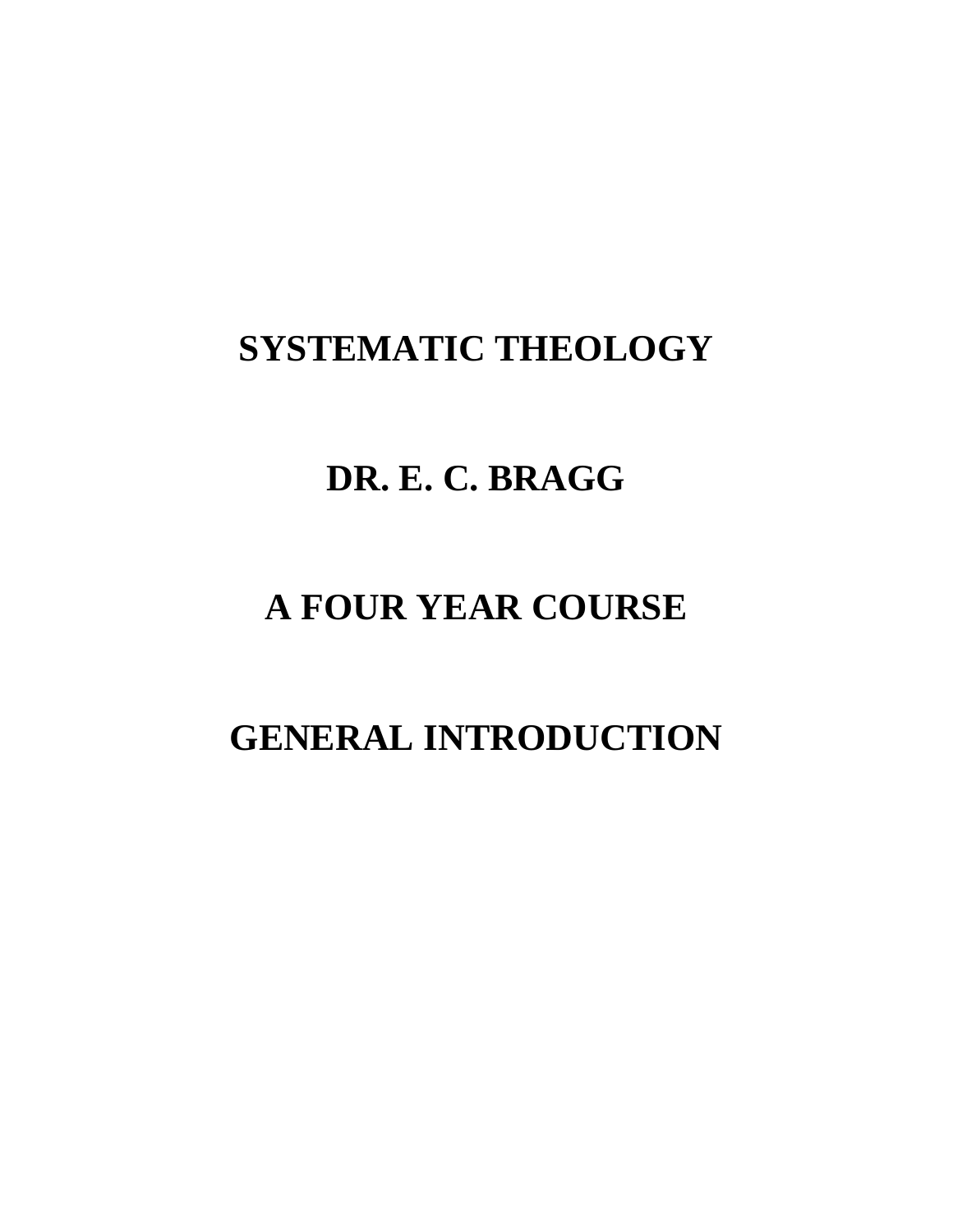# SYSTEMATIC THEOLOGY

## DR. E. C. BRAGG

## A FOUR YEAR COURSE

## GENERAL INTRODUCTION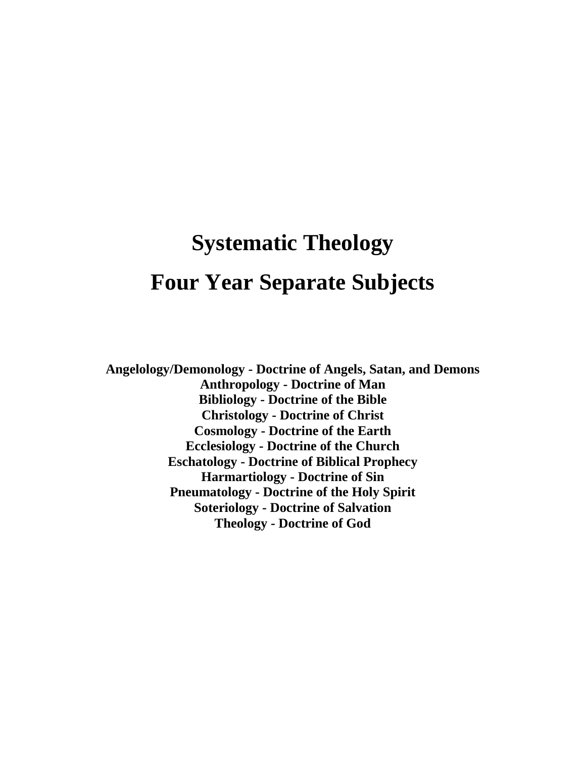# Systematic Theology

# Four Year Separate Subjects

**Angelology/Demonology - Doctrine of Angels, Satan, and Demons**
**Anthropology - Doctrine of Man**
**Bibliology - Doctrine of the Bible**
**Christology - Doctrine of Christ**
**Cosmology - Doctrine of the Earth**
**Ecclesiology - Doctrine of the Church**
**Eschatology - Doctrine of Biblical Prophecy**
**Harmartiology - Doctrine of Sin**
**Pneumatology - Doctrine of the Holy Spirit**
**Soteriology - Doctrine of Salvation**
**Theology - Doctrine of God**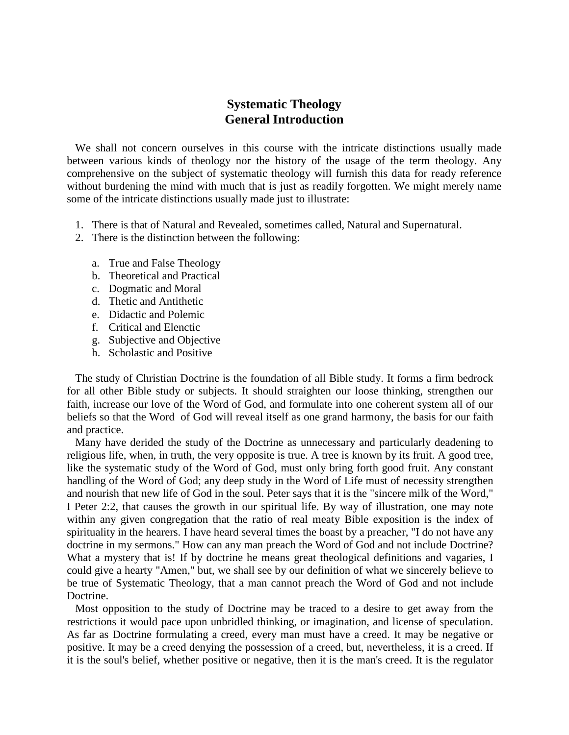# Systematic Theology
# General Introduction

We shall not concern ourselves in this course with the intricate distinctions usually made between various kinds of theology nor the history of the usage of the term theology. Any comprehensive on the subject of systematic theology will furnish this data for ready reference without burdening the mind with much that is just as readily forgotten. We might merely name some of the intricate distinctions usually made just to illustrate:

1. There is that of Natural and Revealed, sometimes called, Natural and Supernatural.
2. There is the distinction between the following:

    a. True and False Theology
    b. Theoretical and Practical
    c. Dogmatic and Moral
    d. Thetic and Antithetic
    e. Didactic and Polemic
    f. Critical and Elenctic
    g. Subjective and Objective
    h. Scholastic and Positive

The study of Christian Doctrine is the foundation of all Bible study. It forms a firm bedrock for all other Bible study or subjects. It should straighten our loose thinking, strengthen our faith, increase our love of the Word of God, and formulate into one coherent system all of our beliefs so that the Word of God will reveal itself as one grand harmony, the basis for our faith and practice.

Many have derided the study of the Doctrine as unnecessary and particularly deadening to religious life, when, in truth, the very opposite is true. A tree is known by its fruit. A good tree, like the systematic study of the Word of God, must only bring forth good fruit. Any constant handling of the Word of God; any deep study in the Word of Life must of necessity strengthen and nourish that new life of God in the soul. Peter says that it is the "sincere milk of the Word," I Peter 2:2, that causes the growth in our spiritual life. By way of illustration, one may note within any given congregation that the ratio of real meaty Bible exposition is the index of spirituality in the hearers. I have heard several times the boast by a preacher, "I do not have any doctrine in my sermons." How can any man preach the Word of God and not include Doctrine? What a mystery that is! If by doctrine he means great theological definitions and vagaries, I could give a hearty "Amen," but, we shall see by our definition of what we sincerely believe to be true of Systematic Theology, that a man cannot preach the Word of God and not include Doctrine.

Most opposition to the study of Doctrine may be traced to a desire to get away from the restrictions it would pace upon unbridled thinking, or imagination, and license of speculation. As far as Doctrine formulating a creed, every man must have a creed. It may be negative or positive. It may be a creed denying the possession of a creed, but, nevertheless, it is a creed. If it is the soul's belief, whether positive or negative, then it is the man's creed. It is the regulator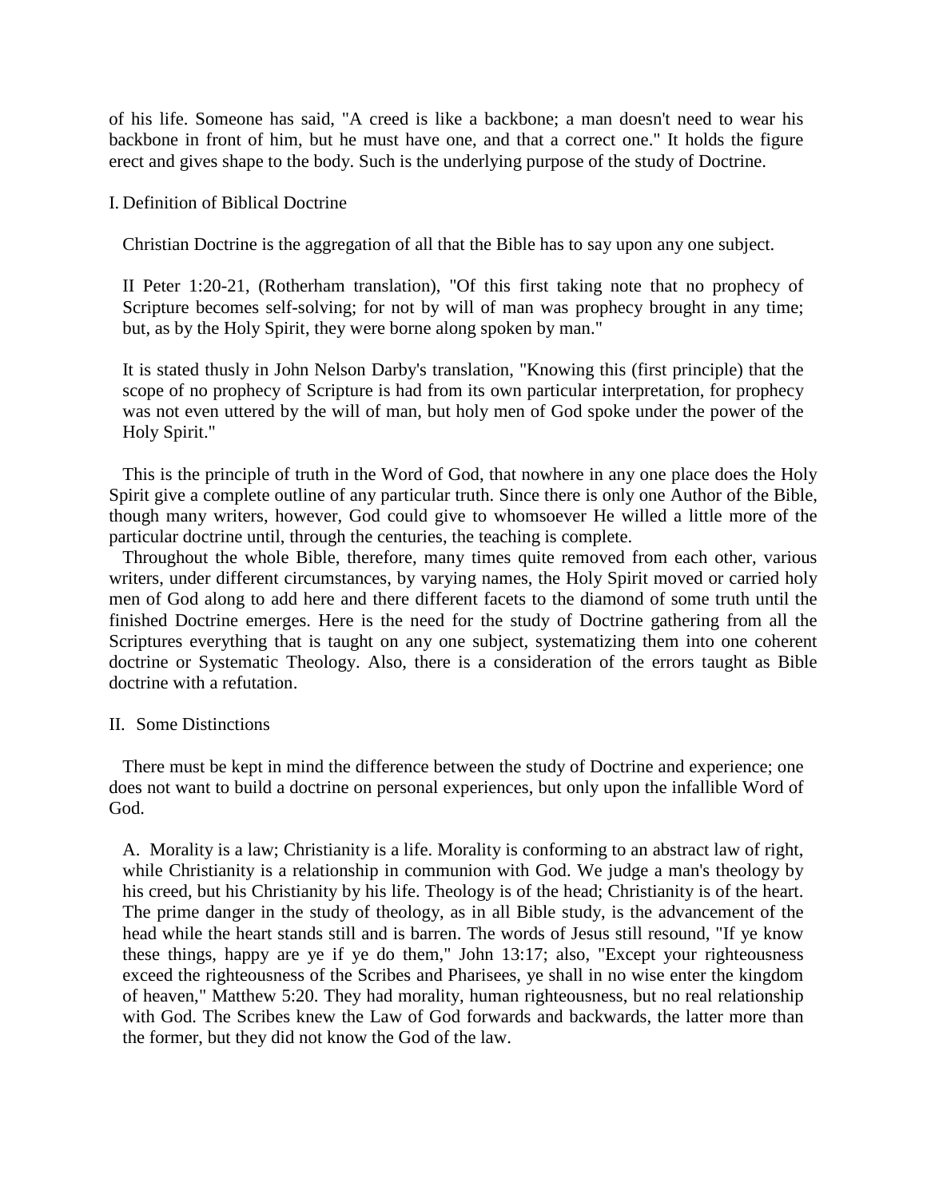of his life. Someone has said, "A creed is like a backbone; a man doesn't need to wear his backbone in front of him, but he must have one, and that a correct one." It holds the figure erect and gives shape to the body. Such is the underlying purpose of the study of Doctrine.

## I. Definition of Biblical Doctrine

Christian Doctrine is the aggregation of all that the Bible has to say upon any one subject.

II Peter 1:20-21, (Rotherham translation), "Of this first taking note that no prophecy of Scripture becomes self-solving; for not by will of man was prophecy brought in any time; but, as by the Holy Spirit, they were borne along spoken by man."

It is stated thusly in John Nelson Darby's translation, "Knowing this (first principle) that the scope of no prophecy of Scripture is had from its own particular interpretation, for prophecy was not even uttered by the will of man, but holy men of God spoke under the power of the Holy Spirit."

This is the principle of truth in the Word of God, that nowhere in any one place does the Holy Spirit give a complete outline of any particular truth. Since there is only one Author of the Bible, though many writers, however, God could give to whomsoever He willed a little more of the particular doctrine until, through the centuries, the teaching is complete.

Throughout the whole Bible, therefore, many times quite removed from each other, various writers, under different circumstances, by varying names, the Holy Spirit moved or carried holy men of God along to add here and there different facets to the diamond of some truth until the finished Doctrine emerges. Here is the need for the study of Doctrine gathering from all the Scriptures everything that is taught on any one subject, systematizing them into one coherent doctrine or Systematic Theology. Also, there is a consideration of the errors taught as Bible doctrine with a refutation.

## II. Some Distinctions

There must be kept in mind the difference between the study of Doctrine and experience; one does not want to build a doctrine on personal experiences, but only upon the infallible Word of God.

A. Morality is a law; Christianity is a life. Morality is conforming to an abstract law of right, while Christianity is a relationship in communion with God. We judge a man's theology by his creed, but his Christianity by his life. Theology is of the head; Christianity is of the heart. The prime danger in the study of theology, as in all Bible study, is the advancement of the head while the heart stands still and is barren. The words of Jesus still resound, "If ye know these things, happy are ye if ye do them," John 13:17; also, "Except your righteousness exceed the righteousness of the Scribes and Pharisees, ye shall in no wise enter the kingdom of heaven," Matthew 5:20. They had morality, human righteousness, but no real relationship with God. The Scribes knew the Law of God forwards and backwards, the latter more than the former, but they did not know the God of the law.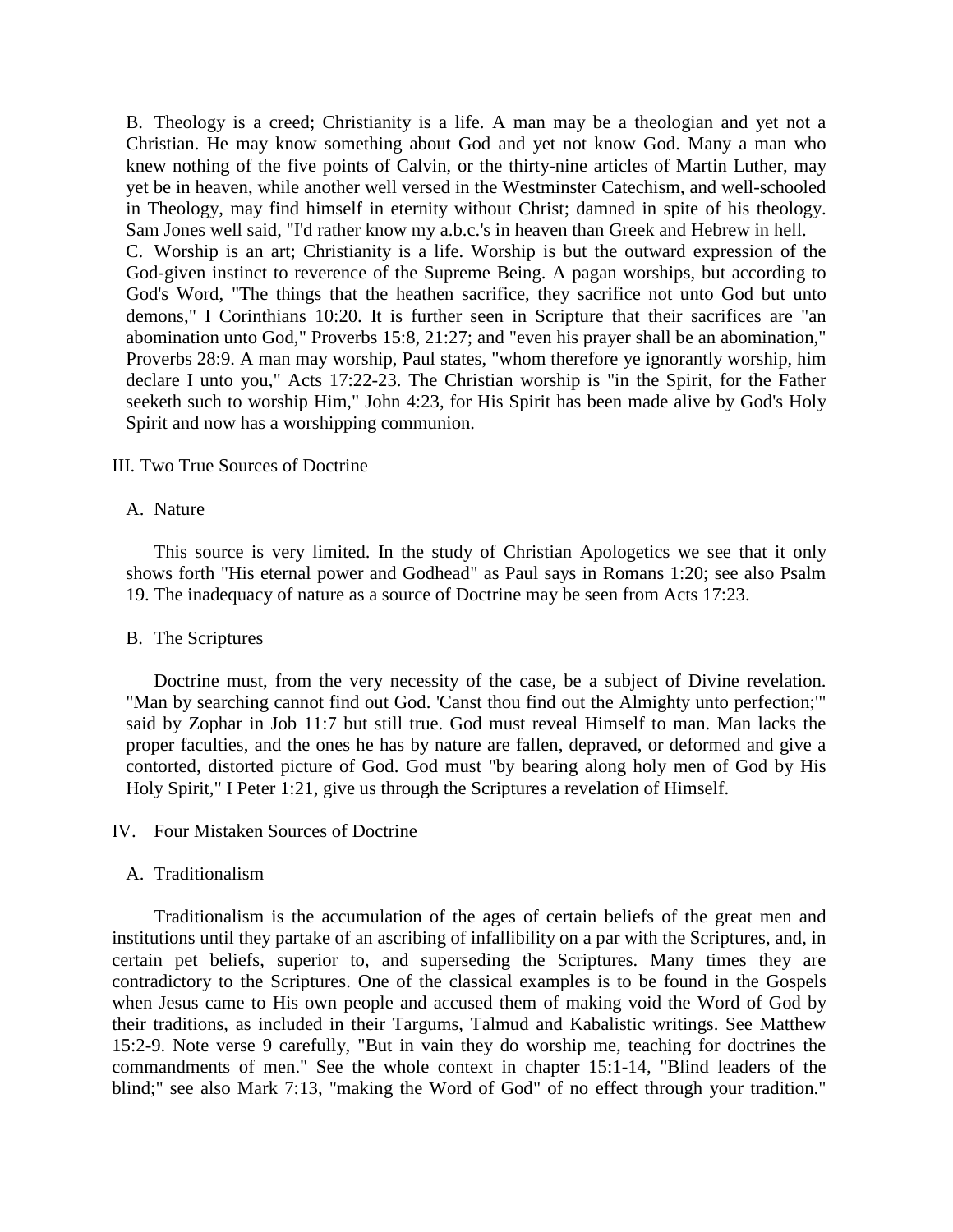B. Theology is a creed; Christianity is a life. A man may be a theologian and yet not a Christian. He may know something about God and yet not know God. Many a man who knew nothing of the five points of Calvin, or the thirty-nine articles of Martin Luther, may yet be in heaven, while another well versed in the Westminster Catechism, and well-schooled in Theology, may find himself in eternity without Christ; damned in spite of his theology. Sam Jones well said, "I'd rather know my a.b.c.'s in heaven than Greek and Hebrew in hell.

C. Worship is an art; Christianity is a life. Worship is but the outward expression of the God-given instinct to reverence of the Supreme Being. A pagan worships, but according to God's Word, "The things that the heathen sacrifice, they sacrifice not unto God but unto demons," I Corinthians 10:20. It is further seen in Scripture that their sacrifices are "an abomination unto God," Proverbs 15:8, 21:27; and "even his prayer shall be an abomination," Proverbs 28:9. A man may worship, Paul states, "whom therefore ye ignorantly worship, him declare I unto you," Acts 17:22-23. The Christian worship is "in the Spirit, for the Father seeketh such to worship Him," John 4:23, for His Spirit has been made alive by God's Holy Spirit and now has a worshipping communion.

## III. Two True Sources of Doctrine

### A. Nature

This source is very limited. In the study of Christian Apologetics we see that it only shows forth "His eternal power and Godhead" as Paul says in Romans 1:20; see also Psalm 19. The inadequacy of nature as a source of Doctrine may be seen from Acts 17:23.

### B. The Scriptures

Doctrine must, from the very necessity of the case, be a subject of Divine revelation. "Man by searching cannot find out God. 'Canst thou find out the Almighty unto perfection;'" said by Zophar in Job 11:7 but still true. God must reveal Himself to man. Man lacks the proper faculties, and the ones he has by nature are fallen, depraved, or deformed and give a contorted, distorted picture of God. God must "by bearing along holy men of God by His Holy Spirit," I Peter 1:21, give us through the Scriptures a revelation of Himself.

## IV. Four Mistaken Sources of Doctrine

### A. Traditionalism

Traditionalism is the accumulation of the ages of certain beliefs of the great men and institutions until they partake of an ascribing of infallibility on a par with the Scriptures, and, in certain pet beliefs, superior to, and superseding the Scriptures. Many times they are contradictory to the Scriptures. One of the classical examples is to be found in the Gospels when Jesus came to His own people and accused them of making void the Word of God by their traditions, as included in their Targums, Talmud and Kabalistic writings. See Matthew 15:2-9. Note verse 9 carefully, "But in vain they do worship me, teaching for doctrines the commandments of men." See the whole context in chapter 15:1-14, "Blind leaders of the blind;" see also Mark 7:13, "making the Word of God" of no effect through your tradition."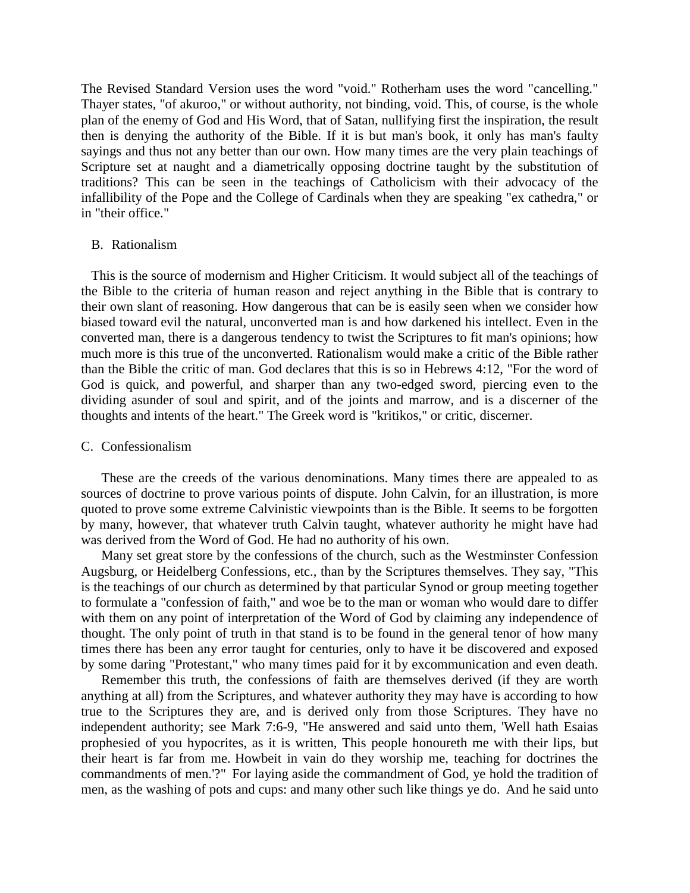The Revised Standard Version uses the word "void." Rotherham uses the word "cancelling." Thayer states, "of akuroo," or without authority, not binding, void. This, of course, is the whole plan of the enemy of God and His Word, that of Satan, nullifying first the inspiration, the result then is denying the authority of the Bible. If it is but man's book, it only has man's faulty sayings and thus not any better than our own. How many times are the very plain teachings of Scripture set at naught and a diametrically opposing doctrine taught by the substitution of traditions? This can be seen in the teachings of Catholicism with their advocacy of the infallibility of the Pope and the College of Cardinals when they are speaking "ex cathedra," or in "their office."

B. Rationalism

This is the source of modernism and Higher Criticism. It would subject all of the teachings of the Bible to the criteria of human reason and reject anything in the Bible that is contrary to their own slant of reasoning. How dangerous that can be is easily seen when we consider how biased toward evil the natural, unconverted man is and how darkened his intellect. Even in the converted man, there is a dangerous tendency to twist the Scriptures to fit man's opinions; how much more is this true of the unconverted. Rationalism would make a critic of the Bible rather than the Bible the critic of man. God declares that this is so in Hebrews 4:12, "For the word of God is quick, and powerful, and sharper than any two-edged sword, piercing even to the dividing asunder of soul and spirit, and of the joints and marrow, and is a discerner of the thoughts and intents of the heart." The Greek word is "kritikos," or critic, discerner.

C. Confessionalism

These are the creeds of the various denominations. Many times there are appealed to as sources of doctrine to prove various points of dispute. John Calvin, for an illustration, is more quoted to prove some extreme Calvinistic viewpoints than is the Bible. It seems to be forgotten by many, however, that whatever truth Calvin taught, whatever authority he might have had was derived from the Word of God. He had no authority of his own.

Many set great store by the confessions of the church, such as the Westminster Confession Augsburg, or Heidelberg Confessions, etc., than by the Scriptures themselves. They say, "This is the teachings of our church as determined by that particular Synod or group meeting together to formulate a "confession of faith," and woe be to the man or woman who would dare to differ with them on any point of interpretation of the Word of God by claiming any independence of thought. The only point of truth in that stand is to be found in the general tenor of how many times there has been any error taught for centuries, only to have it be discovered and exposed by some daring "Protestant," who many times paid for it by excommunication and even death.

Remember this truth, the confessions of faith are themselves derived (if they are worth anything at all) from the Scriptures, and whatever authority they may have is according to how true to the Scriptures they are, and is derived only from those Scriptures. They have no independent authority; see Mark 7:6-9, "He answered and said unto them, 'Well hath Esaias prophesied of you hypocrites, as it is written, This people honoureth me with their lips, but their heart is far from me. Howbeit in vain do they worship me, teaching for doctrines the commandments of men.'?" For laying aside the commandment of God, ye hold the tradition of men, as the washing of pots and cups: and many other such like things ye do. And he said unto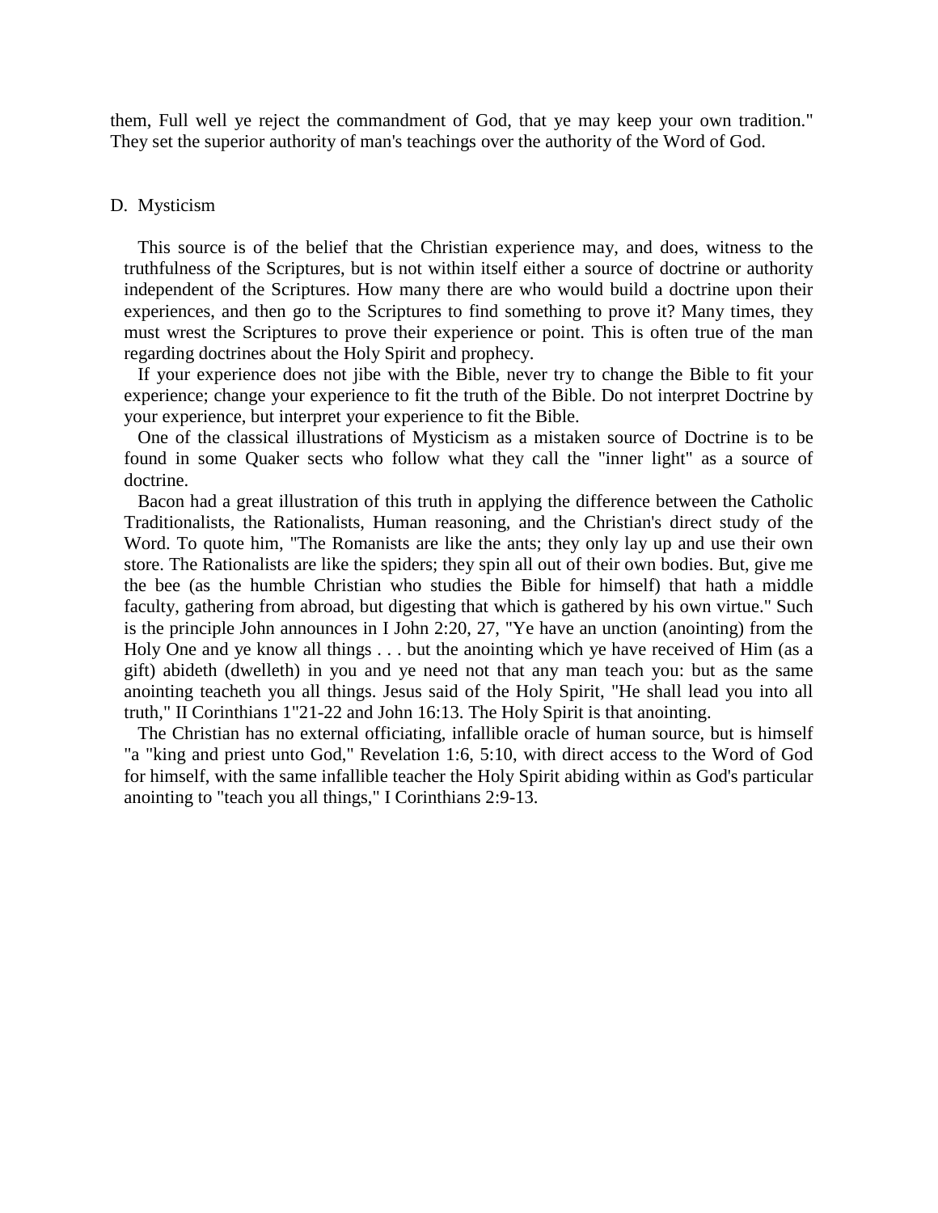them, Full well ye reject the commandment of God, that ye may keep your own tradition." They set the superior authority of man's teachings over the authority of the Word of God.

D. Mysticism

This source is of the belief that the Christian experience may, and does, witness to the truthfulness of the Scriptures, but is not within itself either a source of doctrine or authority independent of the Scriptures. How many there are who would build a doctrine upon their experiences, and then go to the Scriptures to find something to prove it? Many times, they must wrest the Scriptures to prove their experience or point. This is often true of the man regarding doctrines about the Holy Spirit and prophecy.

If your experience does not jibe with the Bible, never try to change the Bible to fit your experience; change your experience to fit the truth of the Bible. Do not interpret Doctrine by your experience, but interpret your experience to fit the Bible.

One of the classical illustrations of Mysticism as a mistaken source of Doctrine is to be found in some Quaker sects who follow what they call the "inner light" as a source of doctrine.

Bacon had a great illustration of this truth in applying the difference between the Catholic Traditionalists, the Rationalists, Human reasoning, and the Christian's direct study of the Word. To quote him, "The Romanists are like the ants; they only lay up and use their own store. The Rationalists are like the spiders; they spin all out of their own bodies. But, give me the bee (as the humble Christian who studies the Bible for himself) that hath a middle faculty, gathering from abroad, but digesting that which is gathered by his own virtue." Such is the principle John announces in I John 2:20, 27, "Ye have an unction (anointing) from the Holy One and ye know all things . . . but the anointing which ye have received of Him (as a gift) abideth (dwelleth) in you and ye need not that any man teach you: but as the same anointing teacheth you all things. Jesus said of the Holy Spirit, "He shall lead you into all truth," II Corinthians 1"21-22 and John 16:13. The Holy Spirit is that anointing.

The Christian has no external officiating, infallible oracle of human source, but is himself "a "king and priest unto God," Revelation 1:6, 5:10, with direct access to the Word of God for himself, with the same infallible teacher the Holy Spirit abiding within as God's particular anointing to "teach you all things," I Corinthians 2:9-13.